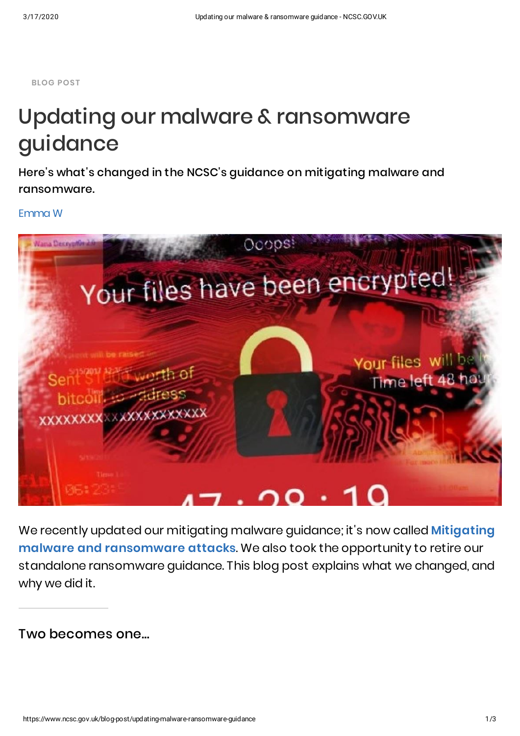BLOG POST

# Updating our malware & ransomware guidance

**Here's what's changed in the NCSC's guidance on mitigating malware and ransomware.**

Emma W

We recently updated our mitigating malware guidance; it's now called **Mitigating malware and ransomware attacks**. We also took the opportunity to retire our standalone ransomware guidance. This blog post explains what we changed, and why we did it.

## Two becomes one...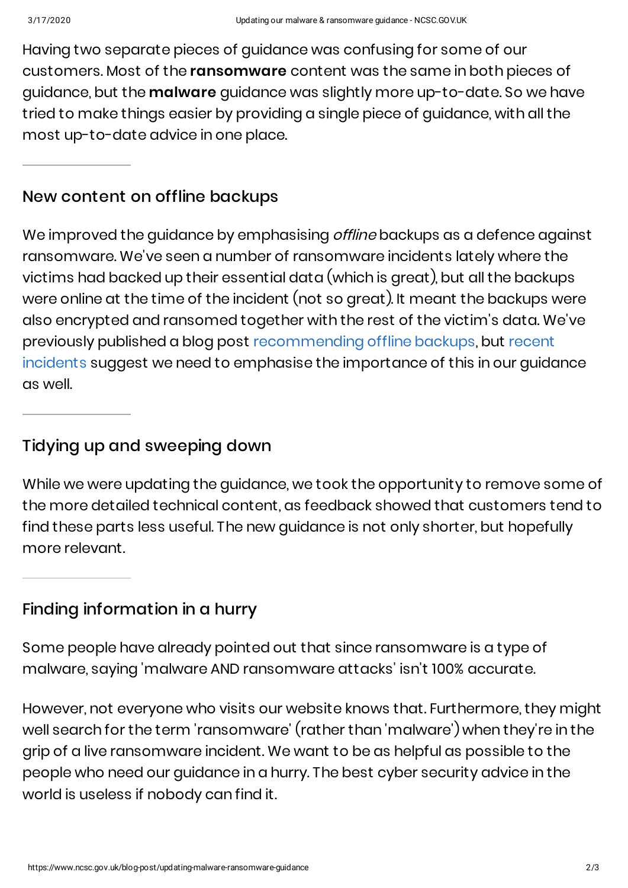Having two separate pieces of guidance was confusing for some of our customers. Most of the **ransomware** content was the same in both pieces of guidance, but the **malware** guidance was slightly more up-to-date. So we have tried to make things easier by providing a single piece of guidance, with all the most up-to-date advice in one place.

---

## New content on offline backups

We improved the guidance by emphasising *offline* backups as a defence against ransomware. We've seen a number of ransomware incidents lately where the victims had backed up their essential data (which is great), but all the backups were online at the time of the incident (not so great). It meant the backups were also encrypted and ransomed together with the rest of the victim's data. We've previously published a blog post recommending offline backups, but recent incidents suggest we need to emphasise the importance of this in our guidance as well.

---

## Tidying up and sweeping down

While we were updating the guidance, we took the opportunity to remove some of the more detailed technical content, as feedback showed that customers tend to find these parts less useful. The new guidance is not only shorter, but hopefully more relevant.

---

## Finding information in a hurry

Some people have already pointed out that since ransomware is a type of malware, saying 'malware AND ransomware attacks' isn't 100% accurate.

However, not everyone who visits our website knows that. Furthermore, they might well search for the term 'ransomware' (rather than 'malware') when they're in the grip of a live ransomware incident. We want to be as helpful as possible to the people who need our guidance in a hurry. The best cyber security advice in the world is useless if nobody can find it.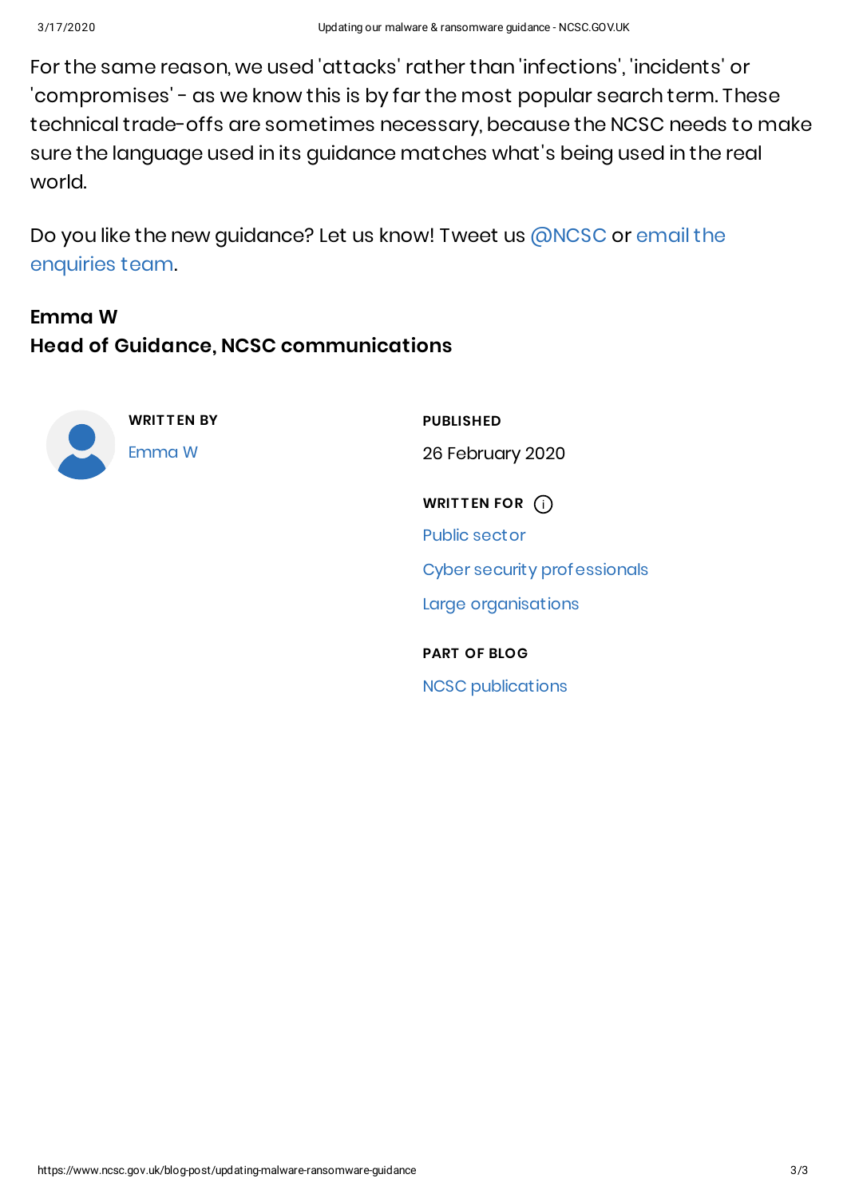For the same reason, we used 'attacks' rather than 'infections', 'incidents' or 'compromises' - as we know this is by far the most popular search term. These technical trade-offs are sometimes necessary, because the NCSC needs to make sure the language used in its guidance matches what's being used in the real world.

Do you like the new guidance? Let us know! Tweet us @NCSC or email the enquiries team.

**Emma W**
**Head of Guidance, NCSC communications**

**WRITTEN BY**

Emma W

**PUBLISHED**

26 February 2020

**WRITTEN FOR**

Public sector

Cyber security professionals

Large organisations

**PART OF BLOG**

NCSC publications